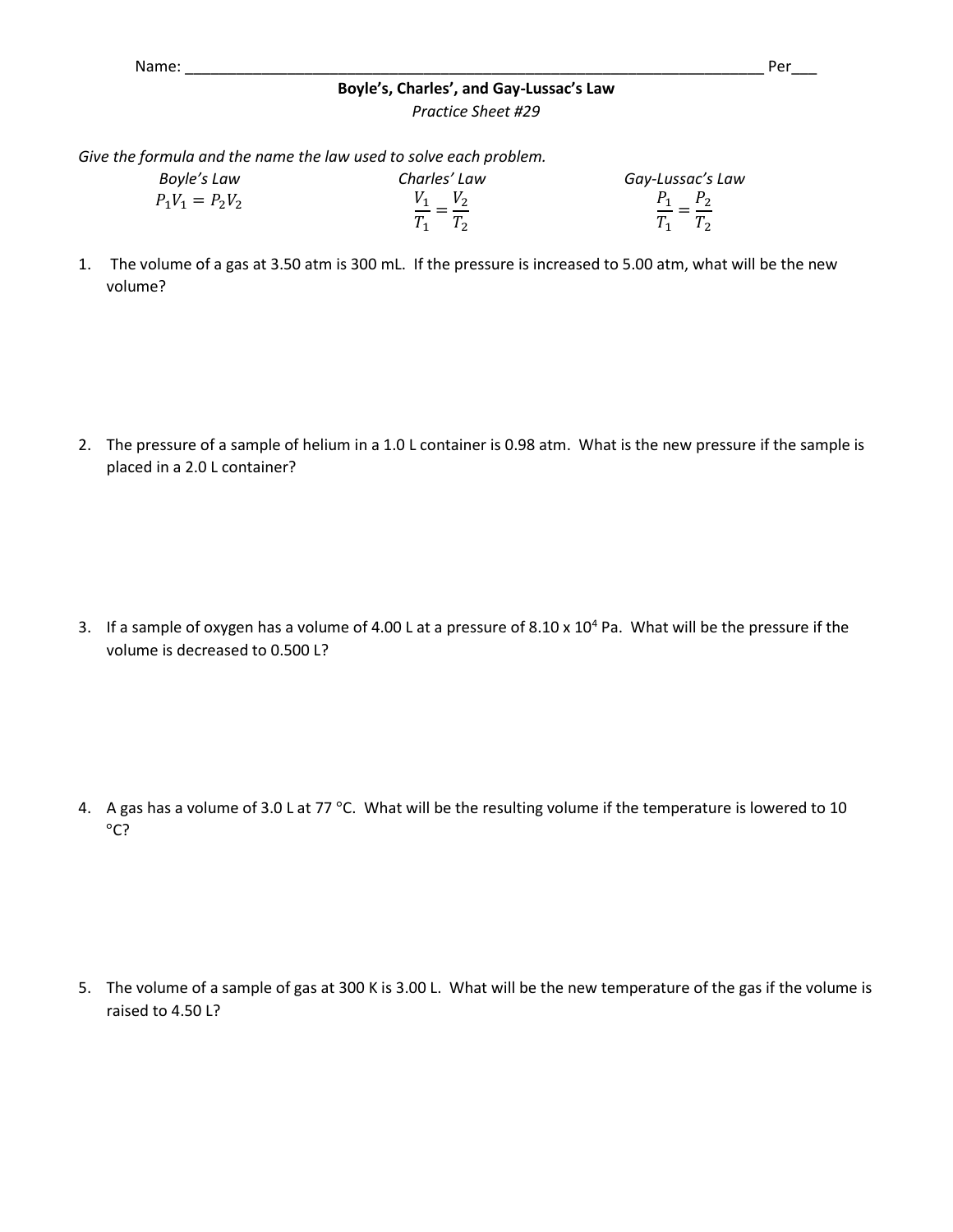Name: ______________________________________________________________________ Per___

**Boyle's, Charles', and Gay-Lussac's Law**

*Practice Sheet #29*

*Give the formula and the name the law used to solve each problem.*

| *Boyle's Law* | *Charles' Law* | *Gay-Lussac's Law* |
|---|---|---|
| $P_1V_1 = P_2V_2$ | $\frac{V_1}{T_1} = \frac{V_2}{T_2}$ | $\frac{P_1}{T_1} = \frac{P_2}{T_2}$ |

1. The volume of a gas at 3.50 atm is 300 mL. If the pressure is increased to 5.00 atm, what will be the new volume?

2. The pressure of a sample of helium in a 1.0 L container is 0.98 atm. What is the new pressure if the sample is placed in a 2.0 L container?

3. If a sample of oxygen has a volume of 4.00 L at a pressure of $8.10 \times 10^4$ Pa. What will be the pressure if the volume is decreased to 0.500 L?

4. A gas has a volume of 3.0 L at 77 °C. What will be the resulting volume if the temperature is lowered to 10 °C?

5. The volume of a sample of gas at 300 K is 3.00 L. What will be the new temperature of the gas if the volume is raised to 4.50 L?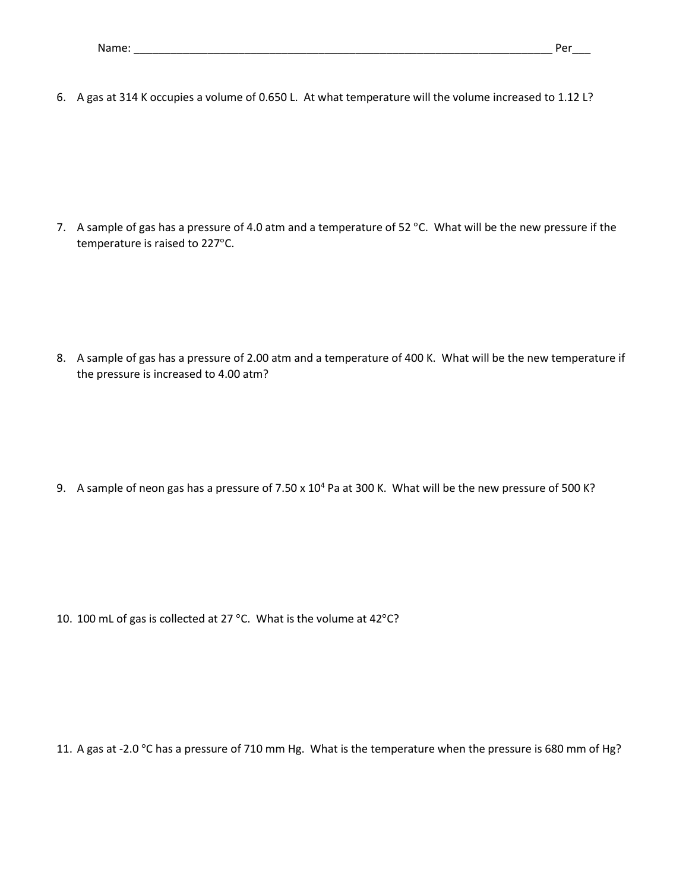Name: ______________________________________________________________________ Per___

6. A gas at 314 K occupies a volume of 0.650 L. At what temperature will the volume increased to 1.12 L?

7. A sample of gas has a pressure of 4.0 atm and a temperature of 52 °C. What will be the new pressure if the temperature is raised to 227°C.

8. A sample of gas has a pressure of 2.00 atm and a temperature of 400 K. What will be the new temperature if the pressure is increased to 4.00 atm?

9. A sample of neon gas has a pressure of $7.50 \times 10^4$ Pa at 300 K. What will be the new pressure of 500 K?

10. 100 mL of gas is collected at 27 °C. What is the volume at 42°C?

11. A gas at -2.0 °C has a pressure of 710 mm Hg. What is the temperature when the pressure is 680 mm of Hg?